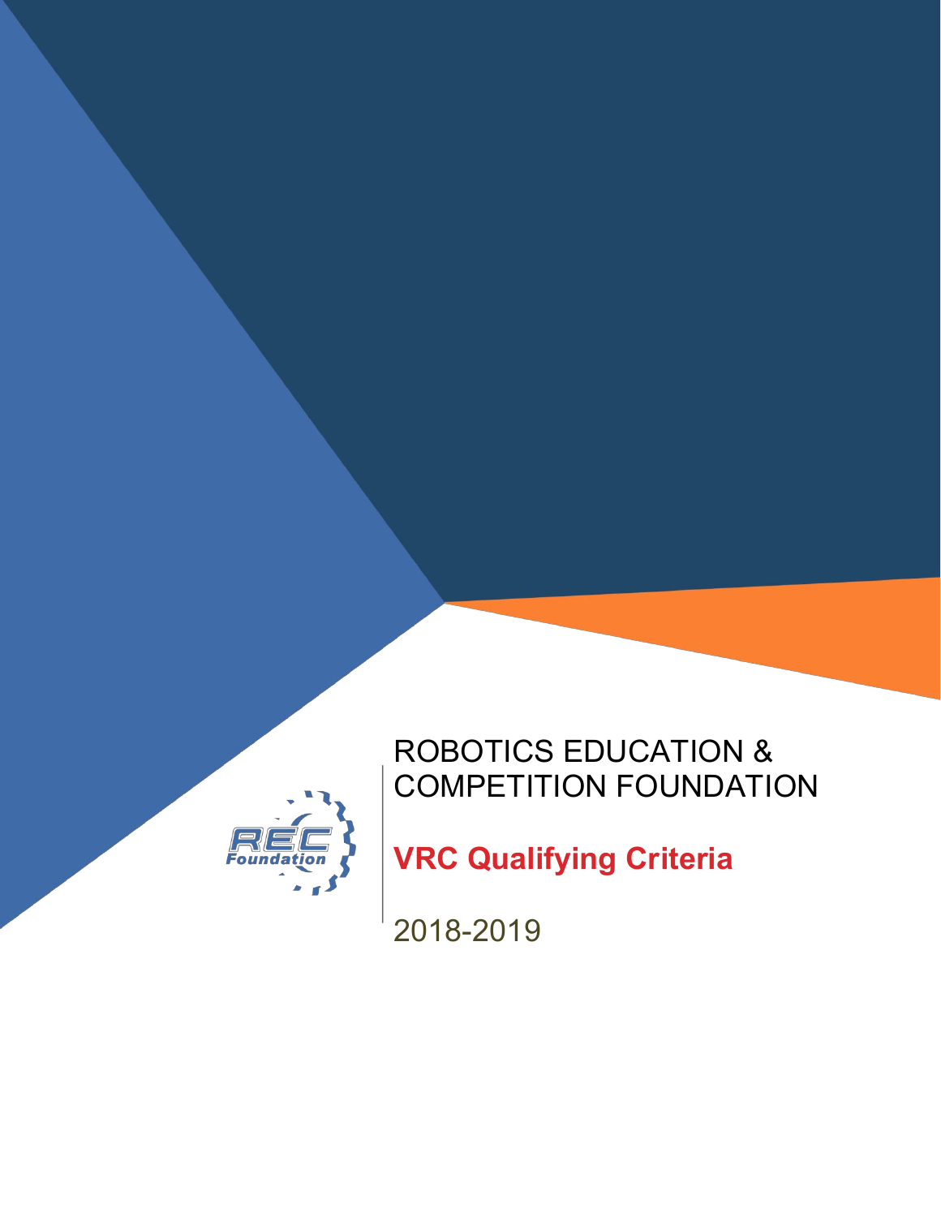ROBOTICS EDUCATION & COMPETITION FOUNDATION

# VRC Qualifying Criteria

2018-2019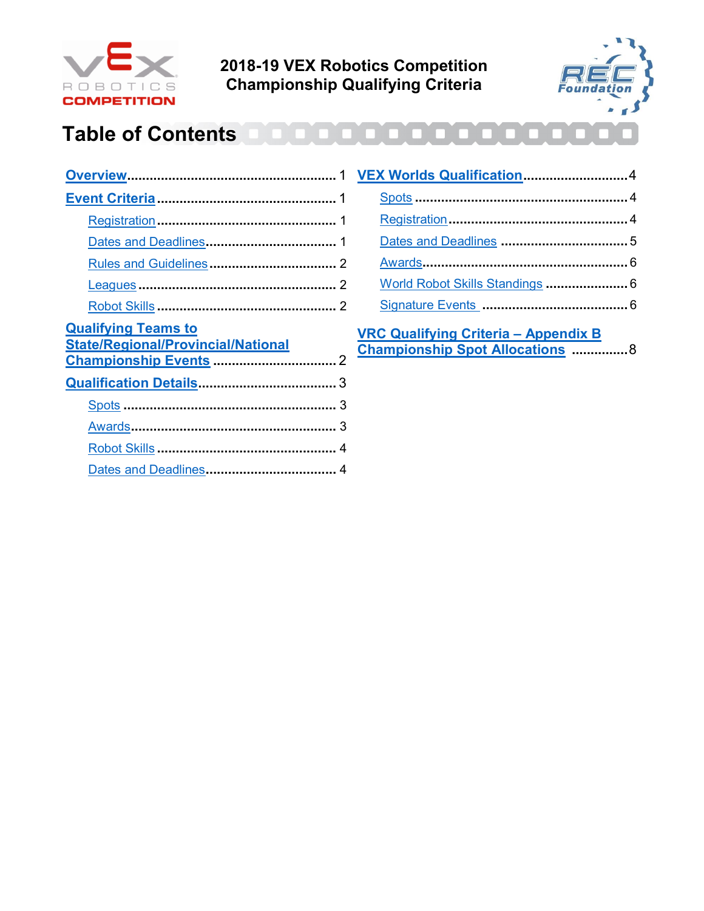# 2018-19 VEX Robotics Competition Championship Qualifying Criteria

## Table of Contents

- **Overview** ... 1
- **Event Criteria** ... 1
  - Registration ... 1
  - Dates and Deadlines ... 1
  - Rules and Guidelines ... 2
  - Leagues ... 2
  - Robot Skills ... 2
- **Qualifying Teams to State/Regional/Provincial/National Championship Events** ... 2
- **Qualification Details** ... 3
  - Spots ... 3
  - Awards ... 3
  - Robot Skills ... 4
  - Dates and Deadlines ... 4
- **VEX Worlds Qualification** ... 4
  - Spots ... 4
  - Registration ... 4
  - Dates and Deadlines ... 5
  - Awards ... 6
  - World Robot Skills Standings ... 6
  - Signature Events ... 6
- **VRC Qualifying Criteria – Appendix B Championship Spot Allocations** ... 8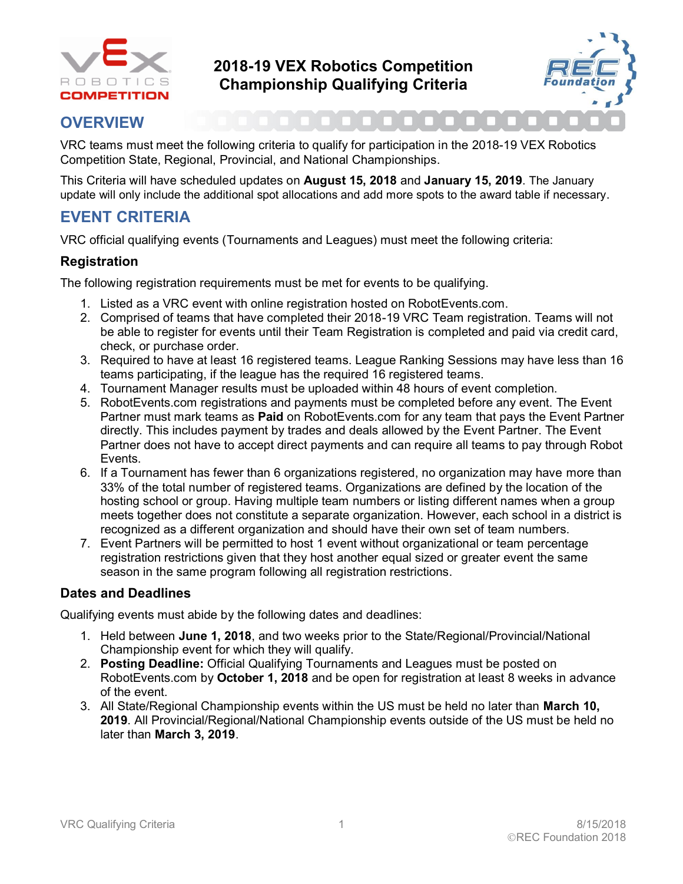# 2018-19 VEX Robotics Competition Championship Qualifying Criteria

## OVERVIEW

VRC teams must meet the following criteria to qualify for participation in the 2018-19 VEX Robotics Competition State, Regional, Provincial, and National Championships.

This Criteria will have scheduled updates on **August 15, 2018** and **January 15, 2019**. The January update will only include the additional spot allocations and add more spots to the award table if necessary.

## EVENT CRITERIA

VRC official qualifying events (Tournaments and Leagues) must meet the following criteria:

### Registration

The following registration requirements must be met for events to be qualifying.

1. Listed as a VRC event with online registration hosted on RobotEvents.com.
2. Comprised of teams that have completed their 2018-19 VRC Team registration. Teams will not be able to register for events until their Team Registration is completed and paid via credit card, check, or purchase order.
3. Required to have at least 16 registered teams. League Ranking Sessions may have less than 16 teams participating, if the league has the required 16 registered teams.
4. Tournament Manager results must be uploaded within 48 hours of event completion.
5. RobotEvents.com registrations and payments must be completed before any event. The Event Partner must mark teams as **Paid** on RobotEvents.com for any team that pays the Event Partner directly. This includes payment by trades and deals allowed by the Event Partner. The Event Partner does not have to accept direct payments and can require all teams to pay through Robot Events.
6. If a Tournament has fewer than 6 organizations registered, no organization may have more than 33% of the total number of registered teams. Organizations are defined by the location of the hosting school or group. Having multiple team numbers or listing different names when a group meets together does not constitute a separate organization. However, each school in a district is recognized as a different organization and should have their own set of team numbers.
7. Event Partners will be permitted to host 1 event without organizational or team percentage registration restrictions given that they host another equal sized or greater event the same season in the same program following all registration restrictions.

### Dates and Deadlines

Qualifying events must abide by the following dates and deadlines:

1. Held between **June 1, 2018**, and two weeks prior to the State/Regional/Provincial/National Championship event for which they will qualify.
2. **Posting Deadline:** Official Qualifying Tournaments and Leagues must be posted on RobotEvents.com by **October 1, 2018** and be open for registration at least 8 weeks in advance of the event.
3. All State/Regional Championship events within the US must be held no later than **March 10, 2019**. All Provincial/Regional/National Championship events outside of the US must be held no later than **March 3, 2019**.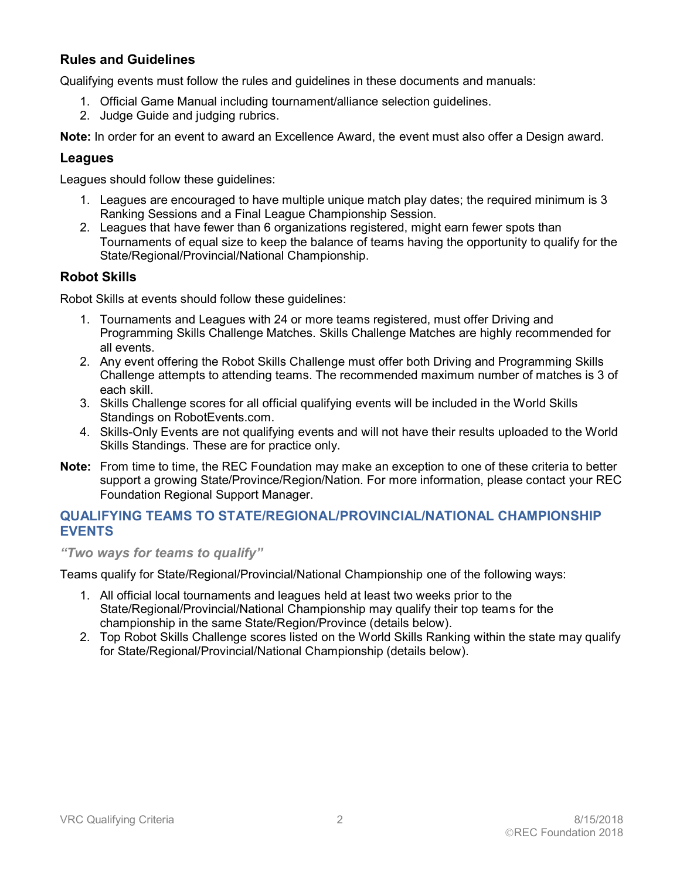### Rules and Guidelines

Qualifying events must follow the rules and guidelines in these documents and manuals:

1. Official Game Manual including tournament/alliance selection guidelines.
2. Judge Guide and judging rubrics.

**Note:** In order for an event to award an Excellence Award, the event must also offer a Design award.

### Leagues

Leagues should follow these guidelines:

1. Leagues are encouraged to have multiple unique match play dates; the required minimum is 3 Ranking Sessions and a Final League Championship Session.
2. Leagues that have fewer than 6 organizations registered, might earn fewer spots than Tournaments of equal size to keep the balance of teams having the opportunity to qualify for the State/Regional/Provincial/National Championship.

### Robot Skills

Robot Skills at events should follow these guidelines:

1. Tournaments and Leagues with 24 or more teams registered, must offer Driving and Programming Skills Challenge Matches. Skills Challenge Matches are highly recommended for all events.
2. Any event offering the Robot Skills Challenge must offer both Driving and Programming Skills Challenge attempts to attending teams. The recommended maximum number of matches is 3 of each skill.
3. Skills Challenge scores for all official qualifying events will be included in the World Skills Standings on RobotEvents.com.
4. Skills-Only Events are not qualifying events and will not have their results uploaded to the World Skills Standings. These are for practice only.

**Note:** From time to time, the REC Foundation may make an exception to one of these criteria to better support a growing State/Province/Region/Nation. For more information, please contact your REC Foundation Regional Support Manager.

## QUALIFYING TEAMS TO STATE/REGIONAL/PROVINCIAL/NATIONAL CHAMPIONSHIP EVENTS

***"Two ways for teams to qualify"***

Teams qualify for State/Regional/Provincial/National Championship one of the following ways:

1. All official local tournaments and leagues held at least two weeks prior to the State/Regional/Provincial/National Championship may qualify their top teams for the championship in the same State/Region/Province (details below).
2. Top Robot Skills Challenge scores listed on the World Skills Ranking within the state may qualify for State/Regional/Provincial/National Championship (details below).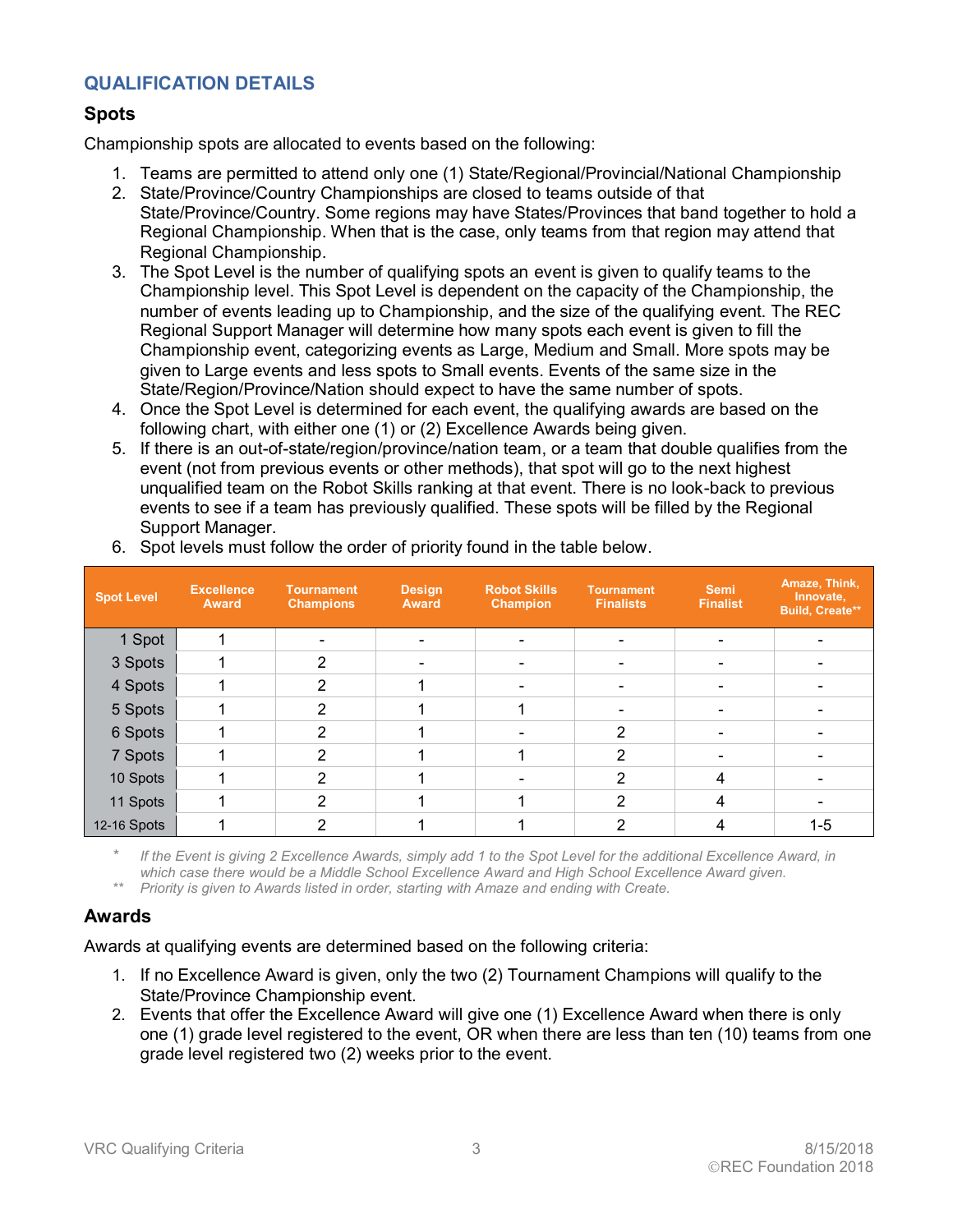## QUALIFICATION DETAILS

### Spots

Championship spots are allocated to events based on the following:

1. Teams are permitted to attend only one (1) State/Regional/Provincial/National Championship
2. State/Province/Country Championships are closed to teams outside of that State/Province/Country. Some regions may have States/Provinces that band together to hold a Regional Championship. When that is the case, only teams from that region may attend that Regional Championship.
3. The Spot Level is the number of qualifying spots an event is given to qualify teams to the Championship level. This Spot Level is dependent on the capacity of the Championship, the number of events leading up to Championship, and the size of the qualifying event. The REC Regional Support Manager will determine how many spots each event is given to fill the Championship event, categorizing events as Large, Medium and Small. More spots may be given to Large events and less spots to Small events. Events of the same size in the State/Region/Province/Nation should expect to have the same number of spots.
4. Once the Spot Level is determined for each event, the qualifying awards are based on the following chart, with either one (1) or (2) Excellence Awards being given.
5. If there is an out-of-state/region/province/nation team, or a team that double qualifies from the event (not from previous events or other methods), that spot will go to the next highest unqualified team on the Robot Skills ranking at that event. There is no look-back to previous events to see if a team has previously qualified. These spots will be filled by the Regional Support Manager.
6. Spot levels must follow the order of priority found in the table below.

| Spot Level | Excellence Award | Tournament Champions | Design Award | Robot Skills Champion | Tournament Finalists | Semi Finalist | Amaze, Think, Innovate, Build, Create** |
|---|---|---|---|---|---|---|---|
| 1 Spot | 1 | - | - | - | - | - | - |
| 3 Spots | 1 | 2 | - | - | - | - | - |
| 4 Spots | 1 | 2 | 1 | - | - | - | - |
| 5 Spots | 1 | 2 | 1 | 1 | - | - | - |
| 6 Spots | 1 | 2 | 1 | - | 2 | - | - |
| 7 Spots | 1 | 2 | 1 | 1 | 2 | - | - |
| 10 Spots | 1 | 2 | 1 | - | 2 | 4 | - |
| 11 Spots | 1 | 2 | 1 | 1 | 2 | 4 | - |
| 12-16 Spots | 1 | 2 | 1 | 1 | 2 | 4 | 1-5 |

\* *If the Event is giving 2 Excellence Awards, simply add 1 to the Spot Level for the additional Excellence Award, in which case there would be a Middle School Excellence Award and High School Excellence Award given.*

\** *Priority is given to Awards listed in order, starting with Amaze and ending with Create.*

### Awards

Awards at qualifying events are determined based on the following criteria:

1. If no Excellence Award is given, only the two (2) Tournament Champions will qualify to the State/Province Championship event.
2. Events that offer the Excellence Award will give one (1) Excellence Award when there is only one (1) grade level registered to the event, OR when there are less than ten (10) teams from one grade level registered two (2) weeks prior to the event.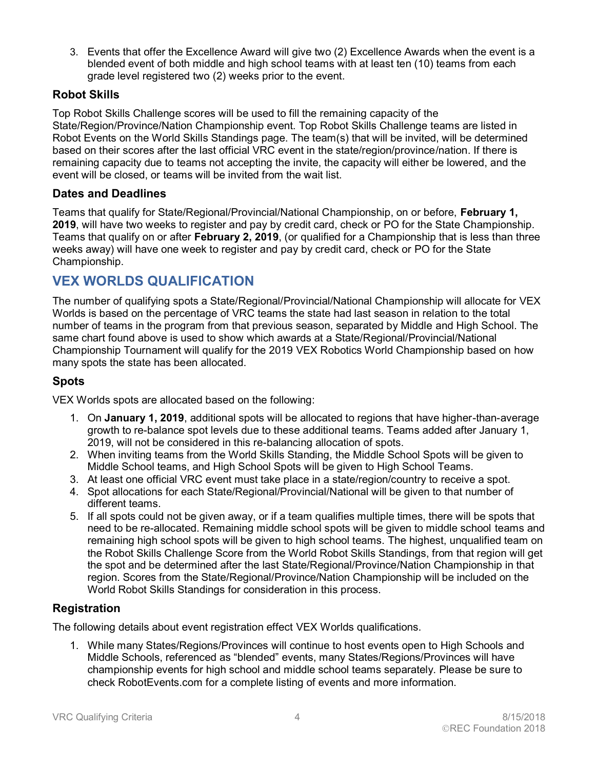3. Events that offer the Excellence Award will give two (2) Excellence Awards when the event is a blended event of both middle and high school teams with at least ten (10) teams from each grade level registered two (2) weeks prior to the event.

### Robot Skills

Top Robot Skills Challenge scores will be used to fill the remaining capacity of the State/Region/Province/Nation Championship event. Top Robot Skills Challenge teams are listed in Robot Events on the World Skills Standings page. The team(s) that will be invited, will be determined based on their scores after the last official VRC event in the state/region/province/nation. If there is remaining capacity due to teams not accepting the invite, the capacity will either be lowered, and the event will be closed, or teams will be invited from the wait list.

### Dates and Deadlines

Teams that qualify for State/Regional/Provincial/National Championship, on or before, **February 1, 2019**, will have two weeks to register and pay by credit card, check or PO for the State Championship. Teams that qualify on or after **February 2, 2019**, (or qualified for a Championship that is less than three weeks away) will have one week to register and pay by credit card, check or PO for the State Championship.

## VEX WORLDS QUALIFICATION

The number of qualifying spots a State/Regional/Provincial/National Championship will allocate for VEX Worlds is based on the percentage of VRC teams the state had last season in relation to the total number of teams in the program from that previous season, separated by Middle and High School. The same chart found above is used to show which awards at a State/Regional/Provincial/National Championship Tournament will qualify for the 2019 VEX Robotics World Championship based on how many spots the state has been allocated.

### Spots

VEX Worlds spots are allocated based on the following:

1. On **January 1, 2019**, additional spots will be allocated to regions that have higher-than-average growth to re-balance spot levels due to these additional teams. Teams added after January 1, 2019, will not be considered in this re-balancing allocation of spots.
2. When inviting teams from the World Skills Standing, the Middle School Spots will be given to Middle School teams, and High School Spots will be given to High School Teams.
3. At least one official VRC event must take place in a state/region/country to receive a spot.
4. Spot allocations for each State/Regional/Provincial/National will be given to that number of different teams.
5. If all spots could not be given away, or if a team qualifies multiple times, there will be spots that need to be re-allocated. Remaining middle school spots will be given to middle school teams and remaining high school spots will be given to high school teams. The highest, unqualified team on the Robot Skills Challenge Score from the World Robot Skills Standings, from that region will get the spot and be determined after the last State/Regional/Province/Nation Championship in that region. Scores from the State/Regional/Province/Nation Championship will be included on the World Robot Skills Standings for consideration in this process.

### Registration

The following details about event registration effect VEX Worlds qualifications.

1. While many States/Regions/Provinces will continue to host events open to High Schools and Middle Schools, referenced as "blended" events, many States/Regions/Provinces will have championship events for high school and middle school teams separately. Please be sure to check RobotEvents.com for a complete listing of events and more information.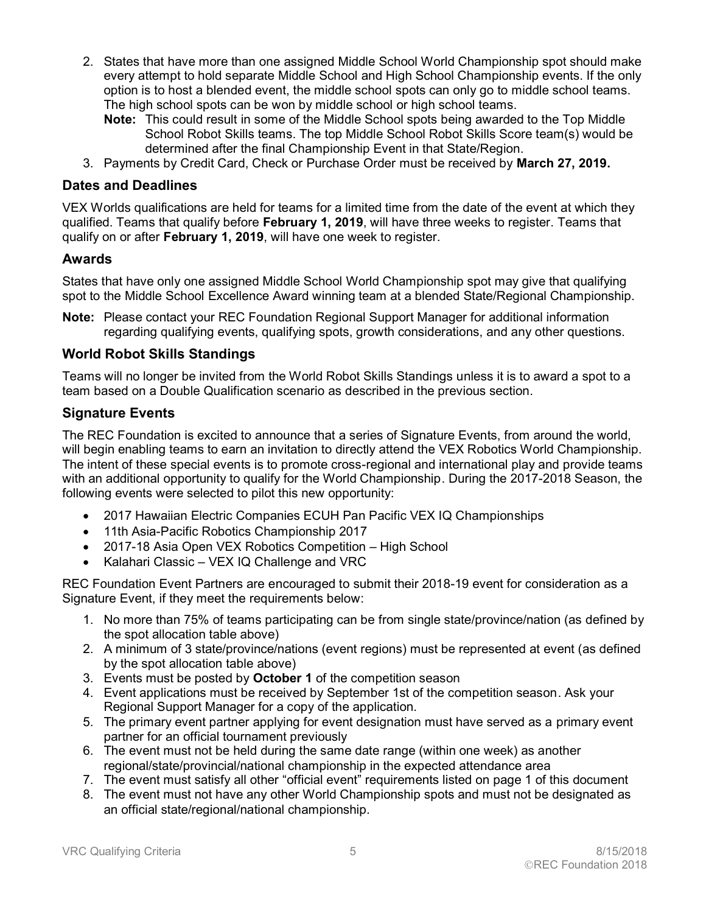2. States that have more than one assigned Middle School World Championship spot should make every attempt to hold separate Middle School and High School Championship events. If the only option is to host a blended event, the middle school spots can only go to middle school teams. The high school spots can be won by middle school or high school teams.

   **Note:** This could result in some of the Middle School spots being awarded to the Top Middle School Robot Skills teams. The top Middle School Robot Skills Score team(s) would be determined after the final Championship Event in that State/Region.

3. Payments by Credit Card, Check or Purchase Order must be received by **March 27, 2019.**

### Dates and Deadlines

VEX Worlds qualifications are held for teams for a limited time from the date of the event at which they qualified. Teams that qualify before **February 1, 2019**, will have three weeks to register. Teams that qualify on or after **February 1, 2019**, will have one week to register.

### Awards

States that have only one assigned Middle School World Championship spot may give that qualifying spot to the Middle School Excellence Award winning team at a blended State/Regional Championship.

**Note:** Please contact your REC Foundation Regional Support Manager for additional information regarding qualifying events, qualifying spots, growth considerations, and any other questions.

### World Robot Skills Standings

Teams will no longer be invited from the World Robot Skills Standings unless it is to award a spot to a team based on a Double Qualification scenario as described in the previous section.

### Signature Events

The REC Foundation is excited to announce that a series of Signature Events, from around the world, will begin enabling teams to earn an invitation to directly attend the VEX Robotics World Championship. The intent of these special events is to promote cross-regional and international play and provide teams with an additional opportunity to qualify for the World Championship. During the 2017-2018 Season, the following events were selected to pilot this new opportunity:

- 2017 Hawaiian Electric Companies ECUH Pan Pacific VEX IQ Championships
- 11th Asia-Pacific Robotics Championship 2017
- 2017-18 Asia Open VEX Robotics Competition – High School
- Kalahari Classic – VEX IQ Challenge and VRC

REC Foundation Event Partners are encouraged to submit their 2018-19 event for consideration as a Signature Event, if they meet the requirements below:

1. No more than 75% of teams participating can be from single state/province/nation (as defined by the spot allocation table above)
2. A minimum of 3 state/province/nations (event regions) must be represented at event (as defined by the spot allocation table above)
3. Events must be posted by **October 1** of the competition season
4. Event applications must be received by September 1st of the competition season. Ask your Regional Support Manager for a copy of the application.
5. The primary event partner applying for event designation must have served as a primary event partner for an official tournament previously
6. The event must not be held during the same date range (within one week) as another regional/state/provincial/national championship in the expected attendance area
7. The event must satisfy all other "official event" requirements listed on page 1 of this document
8. The event must not have any other World Championship spots and must not be designated as an official state/regional/national championship.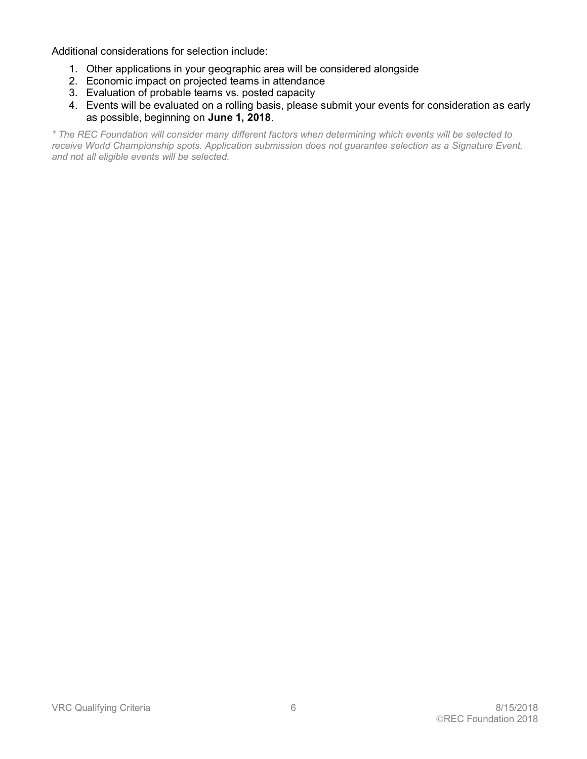Additional considerations for selection include:

1. Other applications in your geographic area will be considered alongside
2. Economic impact on projected teams in attendance
3. Evaluation of probable teams vs. posted capacity
4. Events will be evaluated on a rolling basis, please submit your events for consideration as early as possible, beginning on **June 1, 2018**.

*\* The REC Foundation will consider many different factors when determining which events will be selected to receive World Championship spots. Application submission does not guarantee selection as a Signature Event, and not all eligible events will be selected.*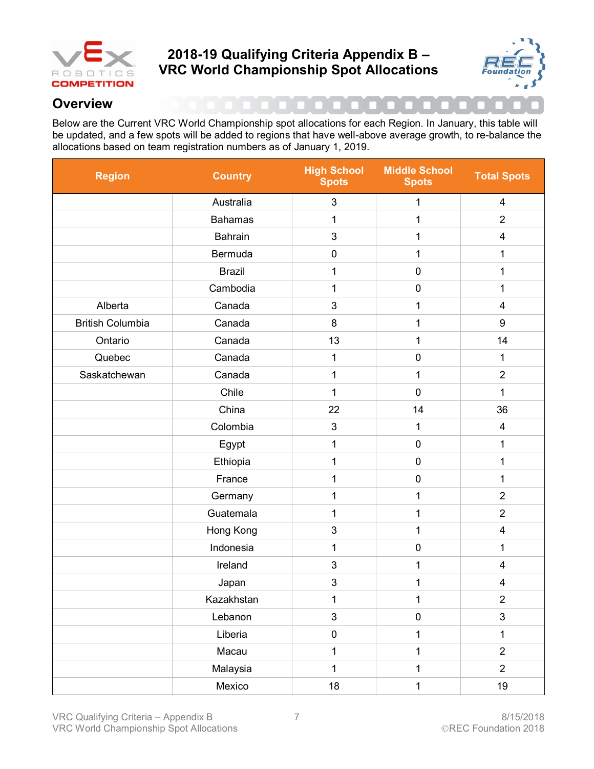# 2018-19 Qualifying Criteria Appendix B – VRC World Championship Spot Allocations

## Overview

Below are the Current VRC World Championship spot allocations for each Region. In January, this table will be updated, and a few spots will be added to regions that have well-above average growth, to re-balance the allocations based on team registration numbers as of January 1, 2019.

| Region | Country | High School Spots | Middle School Spots | Total Spots |
|---|---|---|---|---|
| | Australia | 3 | 1 | 4 |
| | Bahamas | 1 | 1 | 2 |
| | Bahrain | 3 | 1 | 4 |
| | Bermuda | 0 | 1 | 1 |
| | Brazil | 1 | 0 | 1 |
| | Cambodia | 1 | 0 | 1 |
| Alberta | Canada | 3 | 1 | 4 |
| British Columbia | Canada | 8 | 1 | 9 |
| Ontario | Canada | 13 | 1 | 14 |
| Quebec | Canada | 1 | 0 | 1 |
| Saskatchewan | Canada | 1 | 1 | 2 |
| | Chile | 1 | 0 | 1 |
| | China | 22 | 14 | 36 |
| | Colombia | 3 | 1 | 4 |
| | Egypt | 1 | 0 | 1 |
| | Ethiopia | 1 | 0 | 1 |
| | France | 1 | 0 | 1 |
| | Germany | 1 | 1 | 2 |
| | Guatemala | 1 | 1 | 2 |
| | Hong Kong | 3 | 1 | 4 |
| | Indonesia | 1 | 0 | 1 |
| | Ireland | 3 | 1 | 4 |
| | Japan | 3 | 1 | 4 |
| | Kazakhstan | 1 | 1 | 2 |
| | Lebanon | 3 | 0 | 3 |
| | Liberia | 0 | 1 | 1 |
| | Macau | 1 | 1 | 2 |
| | Malaysia | 1 | 1 | 2 |
| | Mexico | 18 | 1 | 19 |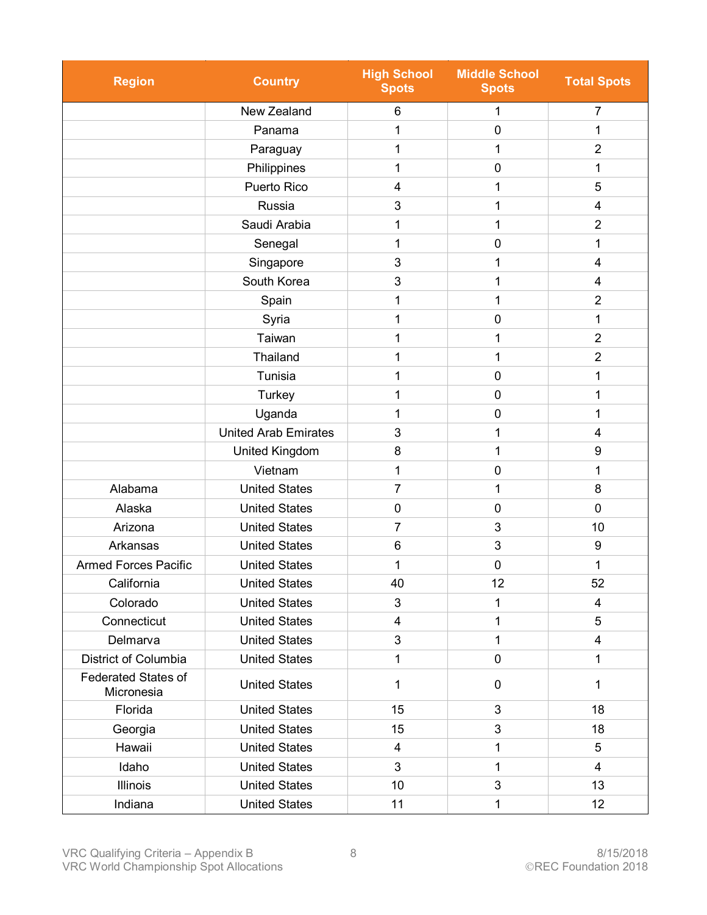| Region | Country | High School Spots | Middle School Spots | Total Spots |
|---|---|---|---|---|
| | New Zealand | 6 | 1 | 7 |
| | Panama | 1 | 0 | 1 |
| | Paraguay | 1 | 1 | 2 |
| | Philippines | 1 | 0 | 1 |
| | Puerto Rico | 4 | 1 | 5 |
| | Russia | 3 | 1 | 4 |
| | Saudi Arabia | 1 | 1 | 2 |
| | Senegal | 1 | 0 | 1 |
| | Singapore | 3 | 1 | 4 |
| | South Korea | 3 | 1 | 4 |
| | Spain | 1 | 1 | 2 |
| | Syria | 1 | 0 | 1 |
| | Taiwan | 1 | 1 | 2 |
| | Thailand | 1 | 1 | 2 |
| | Tunisia | 1 | 0 | 1 |
| | Turkey | 1 | 0 | 1 |
| | Uganda | 1 | 0 | 1 |
| | United Arab Emirates | 3 | 1 | 4 |
| | United Kingdom | 8 | 1 | 9 |
| | Vietnam | 1 | 0 | 1 |
| Alabama | United States | 7 | 1 | 8 |
| Alaska | United States | 0 | 0 | 0 |
| Arizona | United States | 7 | 3 | 10 |
| Arkansas | United States | 6 | 3 | 9 |
| Armed Forces Pacific | United States | 1 | 0 | 1 |
| California | United States | 40 | 12 | 52 |
| Colorado | United States | 3 | 1 | 4 |
| Connecticut | United States | 4 | 1 | 5 |
| Delmarva | United States | 3 | 1 | 4 |
| District of Columbia | United States | 1 | 0 | 1 |
| Federated States of Micronesia | United States | 1 | 0 | 1 |
| Florida | United States | 15 | 3 | 18 |
| Georgia | United States | 15 | 3 | 18 |
| Hawaii | United States | 4 | 1 | 5 |
| Idaho | United States | 3 | 1 | 4 |
| Illinois | United States | 10 | 3 | 13 |
| Indiana | United States | 11 | 1 | 12 |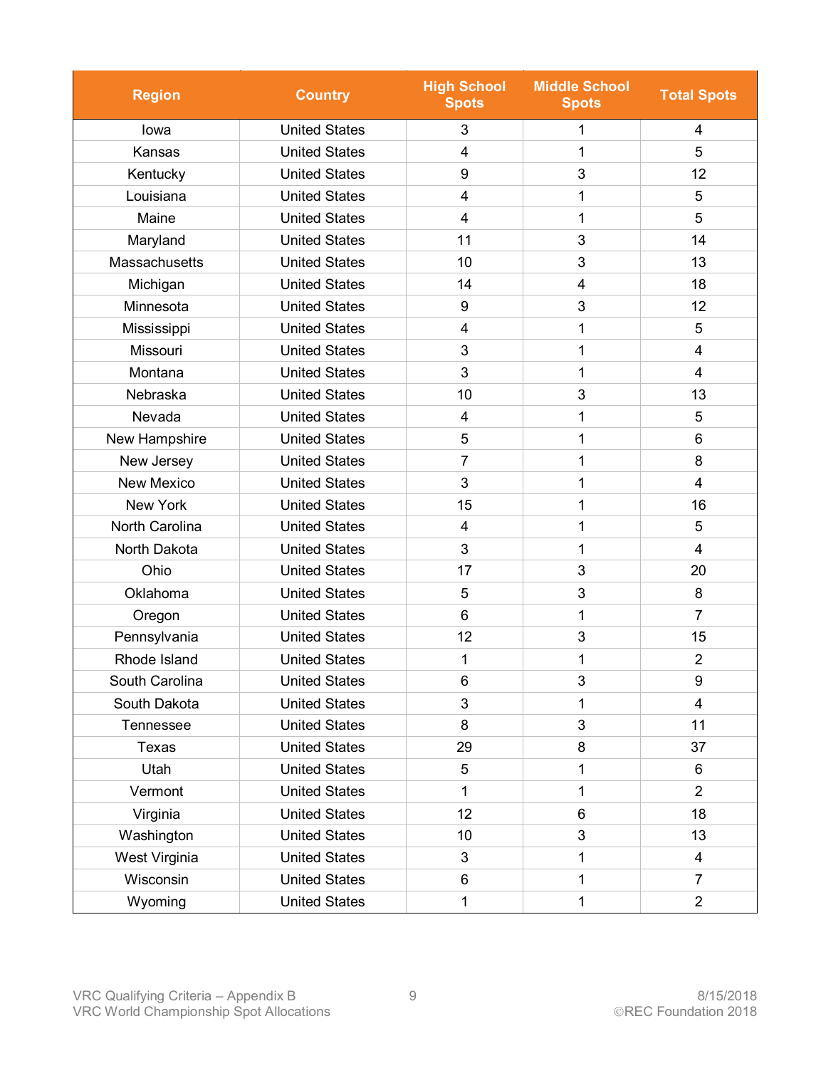| Region | Country | High School Spots | Middle School Spots | Total Spots |
|---|---|---|---|---|
| Iowa | United States | 3 | 1 | 4 |
| Kansas | United States | 4 | 1 | 5 |
| Kentucky | United States | 9 | 3 | 12 |
| Louisiana | United States | 4 | 1 | 5 |
| Maine | United States | 4 | 1 | 5 |
| Maryland | United States | 11 | 3 | 14 |
| Massachusetts | United States | 10 | 3 | 13 |
| Michigan | United States | 14 | 4 | 18 |
| Minnesota | United States | 9 | 3 | 12 |
| Mississippi | United States | 4 | 1 | 5 |
| Missouri | United States | 3 | 1 | 4 |
| Montana | United States | 3 | 1 | 4 |
| Nebraska | United States | 10 | 3 | 13 |
| Nevada | United States | 4 | 1 | 5 |
| New Hampshire | United States | 5 | 1 | 6 |
| New Jersey | United States | 7 | 1 | 8 |
| New Mexico | United States | 3 | 1 | 4 |
| New York | United States | 15 | 1 | 16 |
| North Carolina | United States | 4 | 1 | 5 |
| North Dakota | United States | 3 | 1 | 4 |
| Ohio | United States | 17 | 3 | 20 |
| Oklahoma | United States | 5 | 3 | 8 |
| Oregon | United States | 6 | 1 | 7 |
| Pennsylvania | United States | 12 | 3 | 15 |
| Rhode Island | United States | 1 | 1 | 2 |
| South Carolina | United States | 6 | 3 | 9 |
| South Dakota | United States | 3 | 1 | 4 |
| Tennessee | United States | 8 | 3 | 11 |
| Texas | United States | 29 | 8 | 37 |
| Utah | United States | 5 | 1 | 6 |
| Vermont | United States | 1 | 1 | 2 |
| Virginia | United States | 12 | 6 | 18 |
| Washington | United States | 10 | 3 | 13 |
| West Virginia | United States | 3 | 1 | 4 |
| Wisconsin | United States | 6 | 1 | 7 |
| Wyoming | United States | 1 | 1 | 2 |